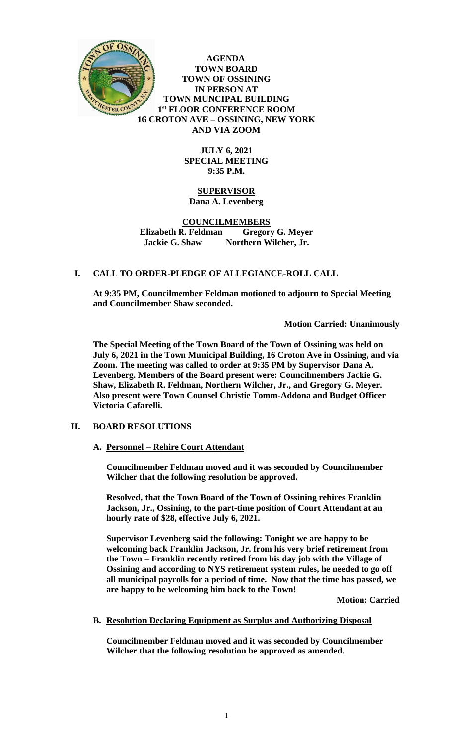# AGENDA
## TOWN BOARD
## TOWN OF OSSINING
## IN PERSON AT
## TOWN MUNCIPAL BUILDING
## 1st FLOOR CONFERENCE ROOM
## 16 CROTON AVE – OSSINING, NEW YORK
## AND VIA ZOOM

**JULY 6, 2021**
**SPECIAL MEETING**
**9:35 P.M.**

**SUPERVISOR**
**Dana A. Levenberg**

**COUNCILMEMBERS**
**Elizabeth R. Feldman Gregory G. Meyer**
**Jackie G. Shaw Northern Wilcher, Jr.**

## I. CALL TO ORDER-PLEDGE OF ALLEGIANCE-ROLL CALL

**At 9:35 PM, Councilmember Feldman motioned to adjourn to Special Meeting and Councilmember Shaw seconded.**

**Motion Carried: Unanimously**

**The Special Meeting of the Town Board of the Town of Ossining was held on July 6, 2021 in the Town Municipal Building, 16 Croton Ave in Ossining, and via Zoom. The meeting was called to order at 9:35 PM by Supervisor Dana A. Levenberg. Members of the Board present were: Councilmembers Jackie G. Shaw, Elizabeth R. Feldman, Northern Wilcher, Jr., and Gregory G. Meyer. Also present were Town Counsel Christie Tomm-Addona and Budget Officer Victoria Cafarelli.**

## II. BOARD RESOLUTIONS

### A. Personnel – Rehire Court Attendant

**Councilmember Feldman moved and it was seconded by Councilmember Wilcher that the following resolution be approved.**

**Resolved, that the Town Board of the Town of Ossining rehires Franklin Jackson, Jr., Ossining, to the part-time position of Court Attendant at an hourly rate of $28, effective July 6, 2021.**

**Supervisor Levenberg said the following: Tonight we are happy to be welcoming back Franklin Jackson, Jr. from his very brief retirement from the Town – Franklin recently retired from his day job with the Village of Ossining and according to NYS retirement system rules, he needed to go off all municipal payrolls for a period of time. Now that the time has passed, we are happy to be welcoming him back to the Town!**

**Motion: Carried**

### B. Resolution Declaring Equipment as Surplus and Authorizing Disposal

**Councilmember Feldman moved and it was seconded by Councilmember Wilcher that the following resolution be approved as amended.**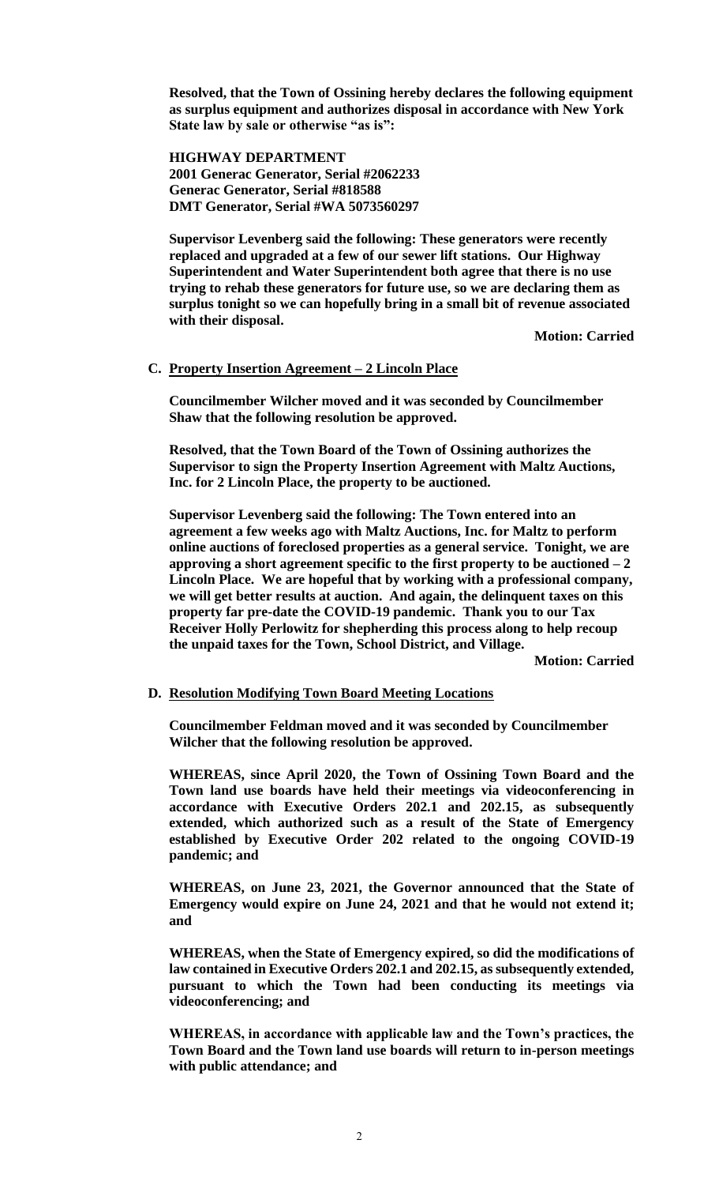**Resolved, that the Town of Ossining hereby declares the following equipment as surplus equipment and authorizes disposal in accordance with New York State law by sale or otherwise "as is":**

**HIGHWAY DEPARTMENT**
**2001 Generac Generator, Serial #2062233**
**Generac Generator, Serial #818588**
**DMT Generator, Serial #WA 5073560297**

**Supervisor Levenberg said the following: These generators were recently replaced and upgraded at a few of our sewer lift stations. Our Highway Superintendent and Water Superintendent both agree that there is no use trying to rehab these generators for future use, so we are declaring them as surplus tonight so we can hopefully bring in a small bit of revenue associated with their disposal.**

**Motion: Carried**

**C. Property Insertion Agreement – 2 Lincoln Place**

**Councilmember Wilcher moved and it was seconded by Councilmember Shaw that the following resolution be approved.**

**Resolved, that the Town Board of the Town of Ossining authorizes the Supervisor to sign the Property Insertion Agreement with Maltz Auctions, Inc. for 2 Lincoln Place, the property to be auctioned.**

**Supervisor Levenberg said the following: The Town entered into an agreement a few weeks ago with Maltz Auctions, Inc. for Maltz to perform online auctions of foreclosed properties as a general service. Tonight, we are approving a short agreement specific to the first property to be auctioned – 2 Lincoln Place. We are hopeful that by working with a professional company, we will get better results at auction. And again, the delinquent taxes on this property far pre-date the COVID-19 pandemic. Thank you to our Tax Receiver Holly Perlowitz for shepherding this process along to help recoup the unpaid taxes for the Town, School District, and Village.**

**Motion: Carried**

**D. Resolution Modifying Town Board Meeting Locations**

**Councilmember Feldman moved and it was seconded by Councilmember Wilcher that the following resolution be approved.**

**WHEREAS, since April 2020, the Town of Ossining Town Board and the Town land use boards have held their meetings via videoconferencing in accordance with Executive Orders 202.1 and 202.15, as subsequently extended, which authorized such as a result of the State of Emergency established by Executive Order 202 related to the ongoing COVID-19 pandemic; and**

**WHEREAS, on June 23, 2021, the Governor announced that the State of Emergency would expire on June 24, 2021 and that he would not extend it; and**

**WHEREAS, when the State of Emergency expired, so did the modifications of law contained in Executive Orders 202.1 and 202.15, as subsequently extended, pursuant to which the Town had been conducting its meetings via videoconferencing; and**

**WHEREAS, in accordance with applicable law and the Town's practices, the Town Board and the Town land use boards will return to in-person meetings with public attendance; and**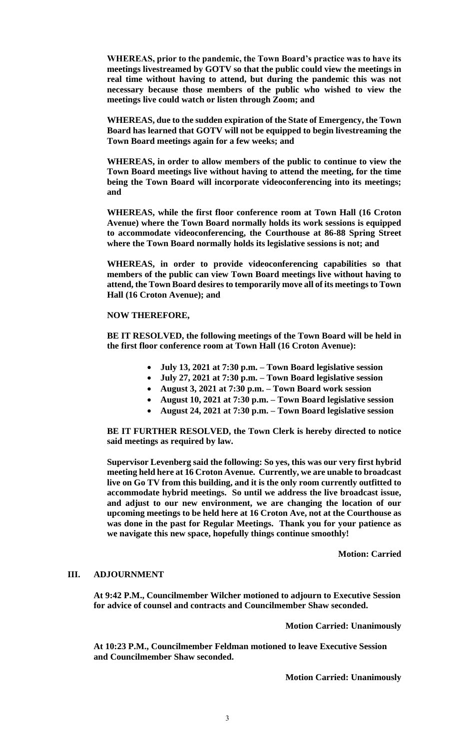**WHEREAS, prior to the pandemic, the Town Board's practice was to have its meetings livestreamed by GOTV so that the public could view the meetings in real time without having to attend, but during the pandemic this was not necessary because those members of the public who wished to view the meetings live could watch or listen through Zoom; and**

**WHEREAS, due to the sudden expiration of the State of Emergency, the Town Board has learned that GOTV will not be equipped to begin livestreaming the Town Board meetings again for a few weeks; and**

**WHEREAS, in order to allow members of the public to continue to view the Town Board meetings live without having to attend the meeting, for the time being the Town Board will incorporate videoconferencing into its meetings; and**

**WHEREAS, while the first floor conference room at Town Hall (16 Croton Avenue) where the Town Board normally holds its work sessions is equipped to accommodate videoconferencing, the Courthouse at 86-88 Spring Street where the Town Board normally holds its legislative sessions is not; and**

**WHEREAS, in order to provide videoconferencing capabilities so that members of the public can view Town Board meetings live without having to attend, the Town Board desires to temporarily move all of its meetings to Town Hall (16 Croton Avenue); and**

**NOW THEREFORE,**

**BE IT RESOLVED, the following meetings of the Town Board will be held in the first floor conference room at Town Hall (16 Croton Avenue):**

- **July 13, 2021 at 7:30 p.m. – Town Board legislative session**
- **July 27, 2021 at 7:30 p.m. – Town Board legislative session**
- **August 3, 2021 at 7:30 p.m. – Town Board work session**
- **August 10, 2021 at 7:30 p.m. – Town Board legislative session**
- **August 24, 2021 at 7:30 p.m. – Town Board legislative session**

**BE IT FURTHER RESOLVED, the Town Clerk is hereby directed to notice said meetings as required by law.**

**Supervisor Levenberg said the following: So yes, this was our very first hybrid meeting held here at 16 Croton Avenue. Currently, we are unable to broadcast live on Go TV from this building, and it is the only room currently outfitted to accommodate hybrid meetings. So until we address the live broadcast issue, and adjust to our new environment, we are changing the location of our upcoming meetings to be held here at 16 Croton Ave, not at the Courthouse as was done in the past for Regular Meetings. Thank you for your patience as we navigate this new space, hopefully things continue smoothly!**

**Motion: Carried**

## III. ADJOURNMENT

**At 9:42 P.M., Councilmember Wilcher motioned to adjourn to Executive Session for advice of counsel and contracts and Councilmember Shaw seconded.**

**Motion Carried: Unanimously**

**At 10:23 P.M., Councilmember Feldman motioned to leave Executive Session and Councilmember Shaw seconded.**

**Motion Carried: Unanimously**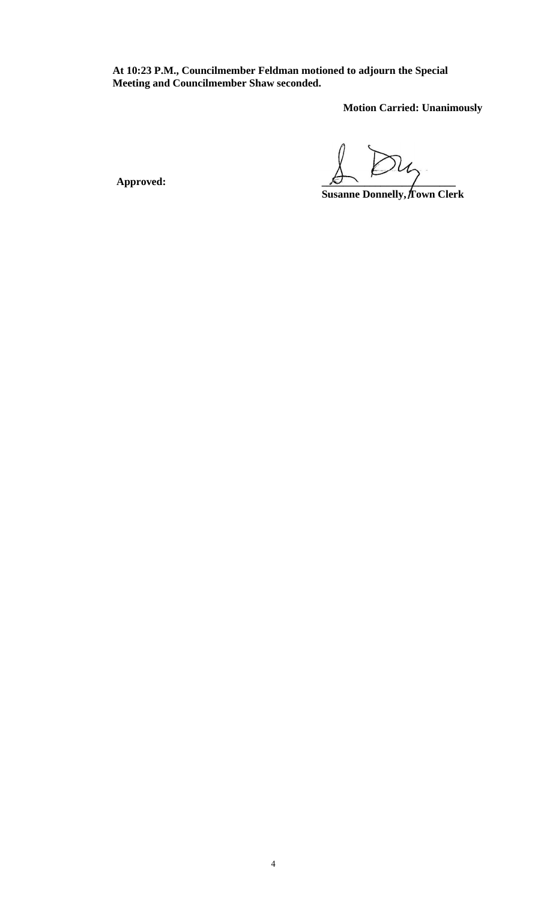**At 10:23 P.M., Councilmember Feldman motioned to adjourn the Special Meeting and Councilmember Shaw seconded.**

**Motion Carried: Unanimously**

**Approved:** \_\_\_\_\_\_\_\_\_\_\_\_\_\_\_\_\_\_\_\_\_\_\_\_\_\_\_\_

**Susanne Donnelly, Town Clerk**